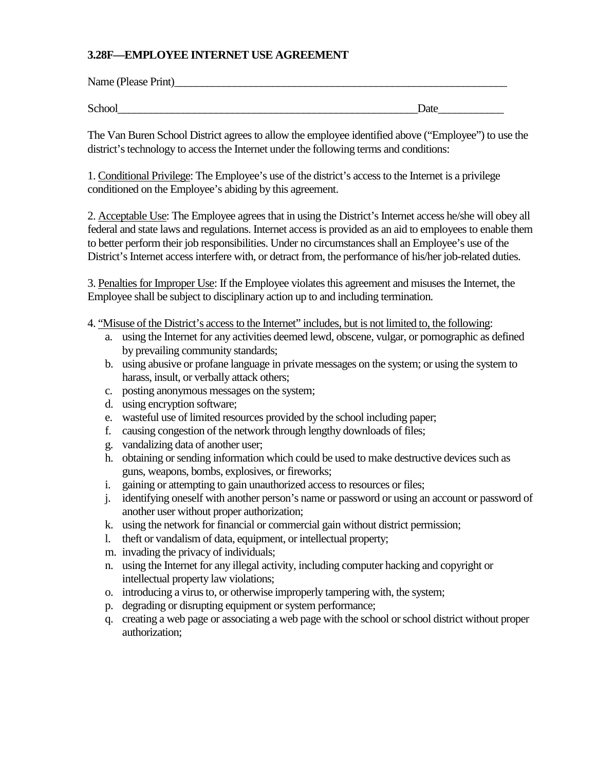**3.28F—EMPLOYEE INTERNET USE AGREEMENT**

Name (Please Print)_______________________________________________________________

School____________________________________________________Date___________

The Van Buren School District agrees to allow the employee identified above ("Employee") to use the district's technology to access the Internet under the following terms and conditions:

1. Conditional Privilege: The Employee's use of the district's access to the Internet is a privilege conditioned on the Employee's abiding by this agreement.

2. Acceptable Use: The Employee agrees that in using the District's Internet access he/she will obey all federal and state laws and regulations. Internet access is provided as an aid to employees to enable them to better perform their job responsibilities. Under no circumstances shall an Employee's use of the District's Internet access interfere with, or detract from, the performance of his/her job-related duties.

3. Penalties for Improper Use: If the Employee violates this agreement and misuses the Internet, the Employee shall be subject to disciplinary action up to and including termination.

4. "Misuse of the District's access to the Internet" includes, but is not limited to, the following:

   a. using the Internet for any activities deemed lewd, obscene, vulgar, or pornographic as defined by prevailing community standards;
   b. using abusive or profane language in private messages on the system; or using the system to harass, insult, or verbally attack others;
   c. posting anonymous messages on the system;
   d. using encryption software;
   e. wasteful use of limited resources provided by the school including paper;
   f. causing congestion of the network through lengthy downloads of files;
   g. vandalizing data of another user;
   h. obtaining or sending information which could be used to make destructive devices such as guns, weapons, bombs, explosives, or fireworks;
   i. gaining or attempting to gain unauthorized access to resources or files;
   j. identifying oneself with another person's name or password or using an account or password of another user without proper authorization;
   k. using the network for financial or commercial gain without district permission;
   l. theft or vandalism of data, equipment, or intellectual property;
   m. invading the privacy of individuals;
   n. using the Internet for any illegal activity, including computer hacking and copyright or intellectual property law violations;
   o. introducing a virus to, or otherwise improperly tampering with, the system;
   p. degrading or disrupting equipment or system performance;
   q. creating a web page or associating a web page with the school or school district without proper authorization;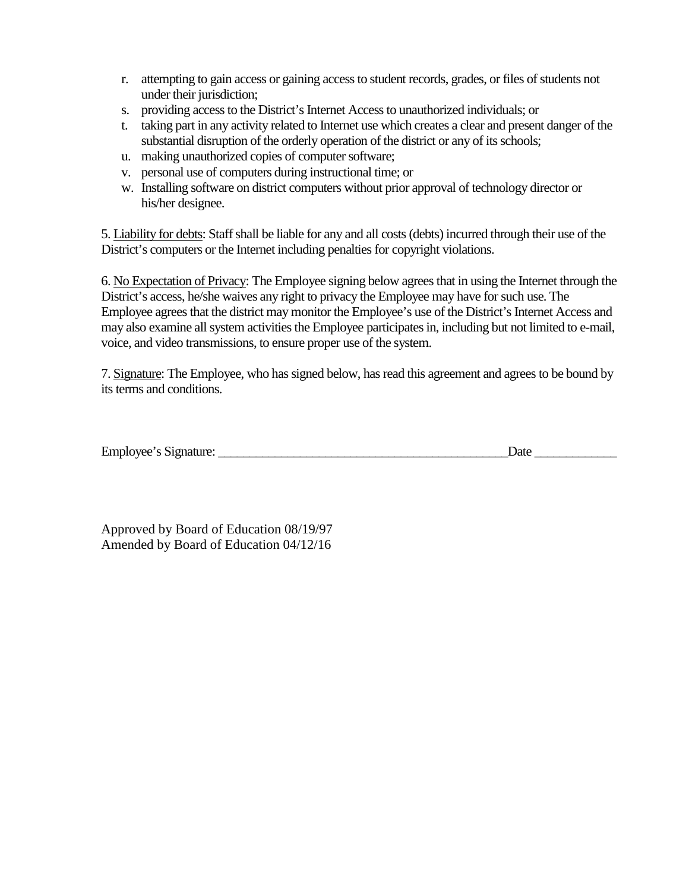r. attempting to gain access or gaining access to student records, grades, or files of students not under their jurisdiction;
s. providing access to the District's Internet Access to unauthorized individuals; or
t. taking part in any activity related to Internet use which creates a clear and present danger of the substantial disruption of the orderly operation of the district or any of its schools;
u. making unauthorized copies of computer software;
v. personal use of computers during instructional time; or
w. Installing software on district computers without prior approval of technology director or his/her designee.

5. <u>Liability for debts</u>: Staff shall be liable for any and all costs (debts) incurred through their use of the District's computers or the Internet including penalties for copyright violations.

6. <u>No Expectation of Privacy</u>: The Employee signing below agrees that in using the Internet through the District's access, he/she waives any right to privacy the Employee may have for such use. The Employee agrees that the district may monitor the Employee's use of the District's Internet Access and may also examine all system activities the Employee participates in, including but not limited to e-mail, voice, and video transmissions, to ensure proper use of the system.

7. <u>Signature</u>: The Employee, who has signed below, has read this agreement and agrees to be bound by its terms and conditions.

Employee's Signature: _______________________________________________Date _____________

Approved by Board of Education 08/19/97
Amended by Board of Education 04/12/16